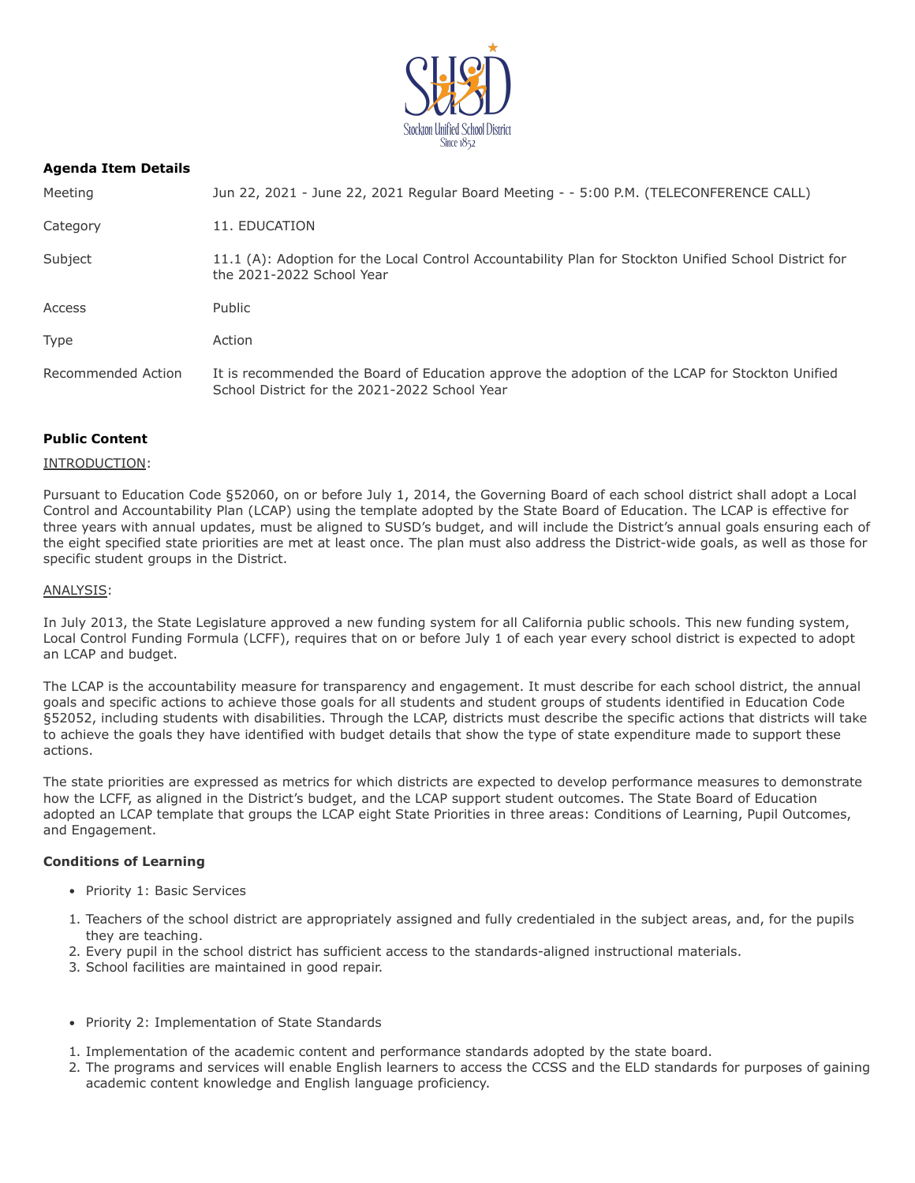**Agenda Item Details**

| | |
|---|---|
| Meeting | Jun 22, 2021 - June 22, 2021 Regular Board Meeting - - 5:00 P.M. (TELECONFERENCE CALL) |
| Category | 11. EDUCATION |
| Subject | 11.1 (A): Adoption for the Local Control Accountability Plan for Stockton Unified School District for the 2021-2022 School Year |
| Access | Public |
| Type | Action |
| Recommended Action | It is recommended the Board of Education approve the adoption of the LCAP for Stockton Unified School District for the 2021-2022 School Year |

**Public Content**

INTRODUCTION:

Pursuant to Education Code §52060, on or before July 1, 2014, the Governing Board of each school district shall adopt a Local Control and Accountability Plan (LCAP) using the template adopted by the State Board of Education. The LCAP is effective for three years with annual updates, must be aligned to SUSD's budget, and will include the District's annual goals ensuring each of the eight specified state priorities are met at least once. The plan must also address the District-wide goals, as well as those for specific student groups in the District.

ANALYSIS:

In July 2013, the State Legislature approved a new funding system for all California public schools. This new funding system, Local Control Funding Formula (LCFF), requires that on or before July 1 of each year every school district is expected to adopt an LCAP and budget.

The LCAP is the accountability measure for transparency and engagement. It must describe for each school district, the annual goals and specific actions to achieve those goals for all students and student groups of students identified in Education Code §52052, including students with disabilities. Through the LCAP, districts must describe the specific actions that districts will take to achieve the goals they have identified with budget details that show the type of state expenditure made to support these actions.

The state priorities are expressed as metrics for which districts are expected to develop performance measures to demonstrate how the LCFF, as aligned in the District's budget, and the LCAP support student outcomes. The State Board of Education adopted an LCAP template that groups the LCAP eight State Priorities in three areas: Conditions of Learning, Pupil Outcomes, and Engagement.

**Conditions of Learning**

- Priority 1: Basic Services

1. Teachers of the school district are appropriately assigned and fully credentialed in the subject areas, and, for the pupils they are teaching.
2. Every pupil in the school district has sufficient access to the standards-aligned instructional materials.
3. School facilities are maintained in good repair.

- Priority 2: Implementation of State Standards

1. Implementation of the academic content and performance standards adopted by the state board.
2. The programs and services will enable English learners to access the CCSS and the ELD standards for purposes of gaining academic content knowledge and English language proficiency.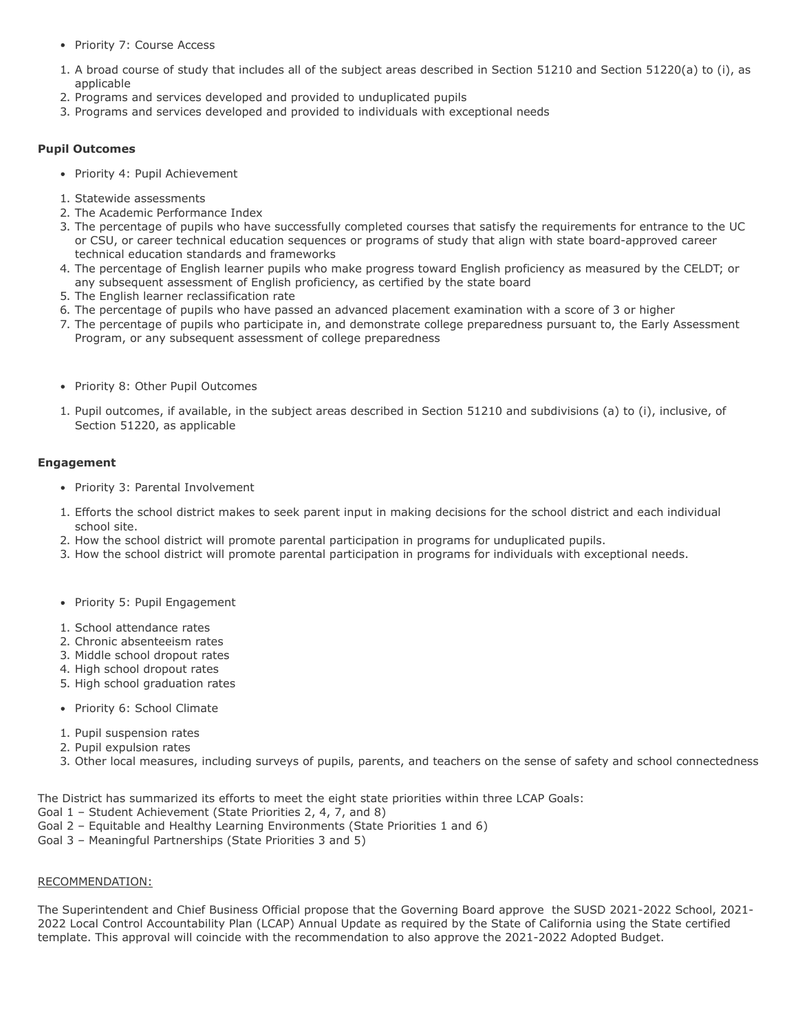- Priority 7: Course Access

1. A broad course of study that includes all of the subject areas described in Section 51210 and Section 51220(a) to (i), as applicable
2. Programs and services developed and provided to unduplicated pupils
3. Programs and services developed and provided to individuals with exceptional needs

**Pupil Outcomes**

- Priority 4: Pupil Achievement

1. Statewide assessments
2. The Academic Performance Index
3. The percentage of pupils who have successfully completed courses that satisfy the requirements for entrance to the UC or CSU, or career technical education sequences or programs of study that align with state board-approved career technical education standards and frameworks
4. The percentage of English learner pupils who make progress toward English proficiency as measured by the CELDT; or any subsequent assessment of English proficiency, as certified by the state board
5. The English learner reclassification rate
6. The percentage of pupils who have passed an advanced placement examination with a score of 3 or higher
7. The percentage of pupils who participate in, and demonstrate college preparedness pursuant to, the Early Assessment Program, or any subsequent assessment of college preparedness

- Priority 8: Other Pupil Outcomes

1. Pupil outcomes, if available, in the subject areas described in Section 51210 and subdivisions (a) to (i), inclusive, of Section 51220, as applicable

**Engagement**

- Priority 3: Parental Involvement

1. Efforts the school district makes to seek parent input in making decisions for the school district and each individual school site.
2. How the school district will promote parental participation in programs for unduplicated pupils.
3. How the school district will promote parental participation in programs for individuals with exceptional needs.

- Priority 5: Pupil Engagement

1. School attendance rates
2. Chronic absenteeism rates
3. Middle school dropout rates
4. High school dropout rates
5. High school graduation rates

- Priority 6: School Climate

1. Pupil suspension rates
2. Pupil expulsion rates
3. Other local measures, including surveys of pupils, parents, and teachers on the sense of safety and school connectedness

The District has summarized its efforts to meet the eight state priorities within three LCAP Goals:
Goal 1 – Student Achievement (State Priorities 2, 4, 7, and 8)
Goal 2 – Equitable and Healthy Learning Environments (State Priorities 1 and 6)
Goal 3 – Meaningful Partnerships (State Priorities 3 and 5)

RECOMMENDATION:

The Superintendent and Chief Business Official propose that the Governing Board approve the SUSD 2021-2022 School, 2021-2022 Local Control Accountability Plan (LCAP) Annual Update as required by the State of California using the State certified template. This approval will coincide with the recommendation to also approve the 2021-2022 Adopted Budget.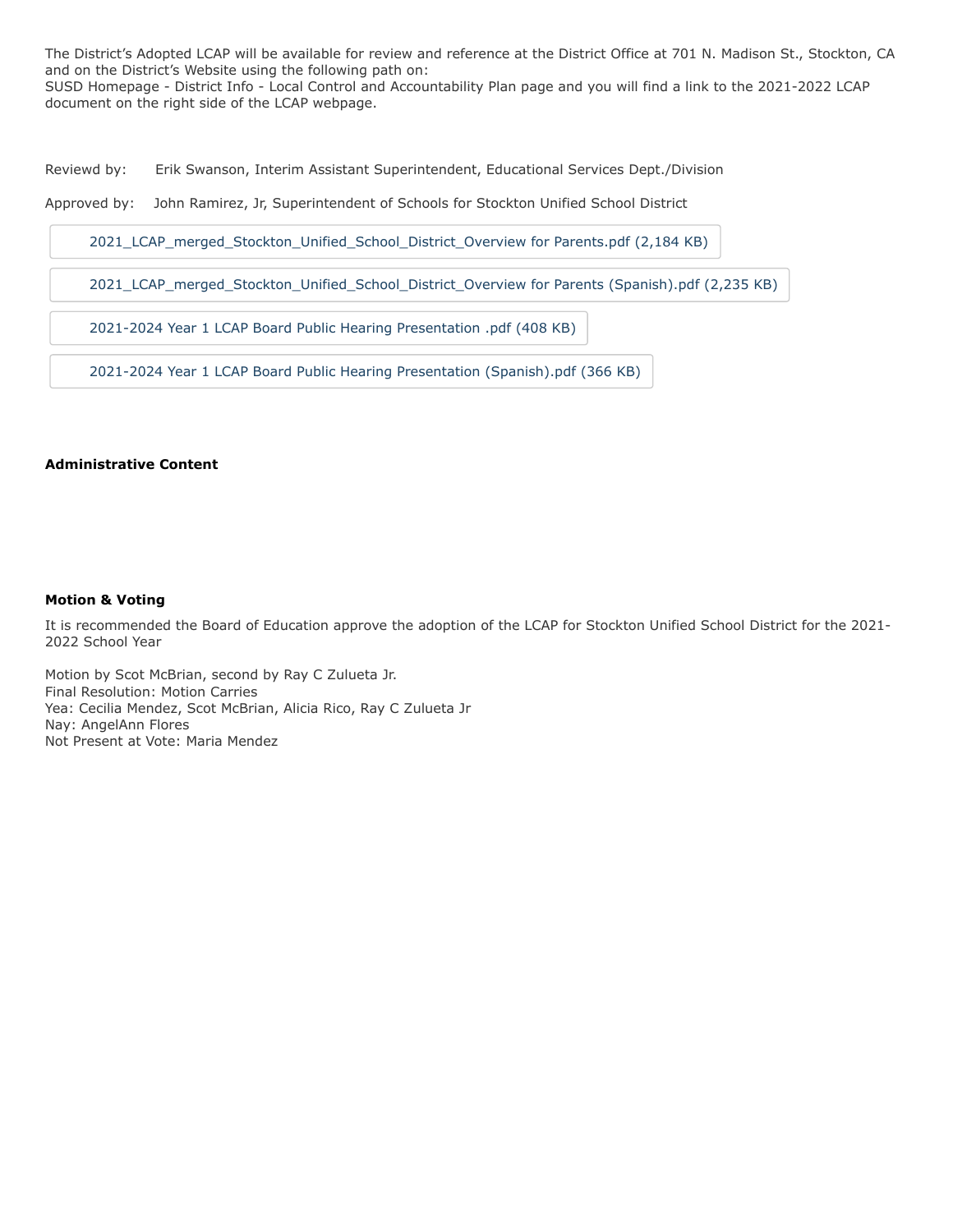The District's Adopted LCAP will be available for review and reference at the District Office at 701 N. Madison St., Stockton, CA and on the District's Website using the following path on:
SUSD Homepage - District Info - Local Control and Accountability Plan page and you will find a link to the 2021-2022 LCAP document on the right side of the LCAP webpage.

Reviewd by: Erik Swanson, Interim Assistant Superintendent, Educational Services Dept./Division

Approved by: John Ramirez, Jr, Superintendent of Schools for Stockton Unified School District

- 2021_LCAP_merged_Stockton_Unified_School_District_Overview for Parents.pdf (2,184 KB)
- 2021_LCAP_merged_Stockton_Unified_School_District_Overview for Parents (Spanish).pdf (2,235 KB)
- 2021-2024 Year 1 LCAP Board Public Hearing Presentation .pdf (408 KB)
- 2021-2024 Year 1 LCAP Board Public Hearing Presentation (Spanish).pdf (366 KB)

**Administrative Content**

**Motion & Voting**

It is recommended the Board of Education approve the adoption of the LCAP for Stockton Unified School District for the 2021-2022 School Year

Motion by Scot McBrian, second by Ray C Zulueta Jr.
Final Resolution: Motion Carries
Yea: Cecilia Mendez, Scot McBrian, Alicia Rico, Ray C Zulueta Jr
Nay: AngelAnn Flores
Not Present at Vote: Maria Mendez